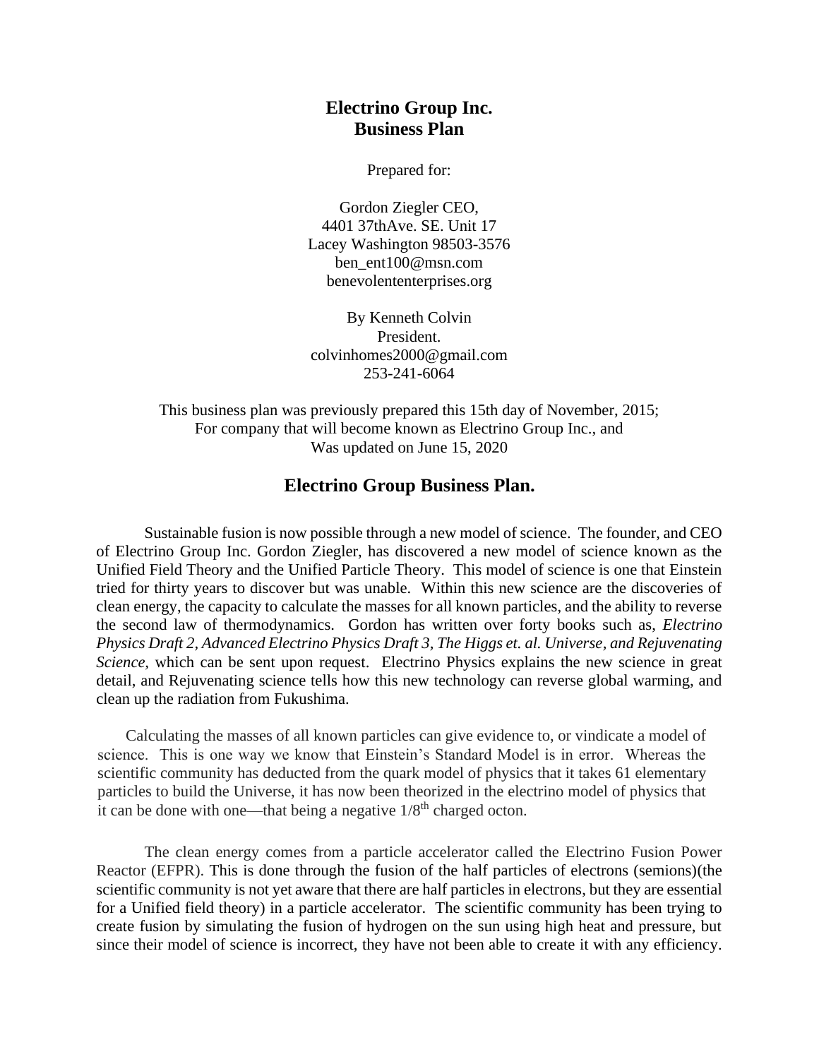# Electrino Group Inc.
# Business Plan

Prepared for:

Gordon Ziegler CEO,
4401 37thAve. SE. Unit 17
Lacey Washington 98503-3576
ben_ent100@msn.com
benevolententerprises.org

By Kenneth Colvin
President.
colvinhomes2000@gmail.com
253-241-6064

This business plan was previously prepared this 15th day of November, 2015;
For company that will become known as Electrino Group Inc., and
Was updated on June 15, 2020

## Electrino Group Business Plan.

Sustainable fusion is now possible through a new model of science. The founder, and CEO of Electrino Group Inc. Gordon Ziegler, has discovered a new model of science known as the Unified Field Theory and the Unified Particle Theory. This model of science is one that Einstein tried for thirty years to discover but was unable. Within this new science are the discoveries of clean energy, the capacity to calculate the masses for all known particles, and the ability to reverse the second law of thermodynamics. Gordon has written over forty books such as, *Electrino Physics Draft 2, Advanced Electrino Physics Draft 3, The Higgs et. al. Universe, and Rejuvenating Science,* which can be sent upon request. Electrino Physics explains the new science in great detail, and Rejuvenating science tells how this new technology can reverse global warming, and clean up the radiation from Fukushima.

Calculating the masses of all known particles can give evidence to, or vindicate a model of science. This is one way we know that Einstein's Standard Model is in error. Whereas the scientific community has deducted from the quark model of physics that it takes 61 elementary particles to build the Universe, it has now been theorized in the electrino model of physics that it can be done with one—that being a negative $1/8^{th}$ charged octon.

The clean energy comes from a particle accelerator called the Electrino Fusion Power Reactor (EFPR). This is done through the fusion of the half particles of electrons (semions)(the scientific community is not yet aware that there are half particles in electrons, but they are essential for a Unified field theory) in a particle accelerator. The scientific community has been trying to create fusion by simulating the fusion of hydrogen on the sun using high heat and pressure, but since their model of science is incorrect, they have not been able to create it with any efficiency.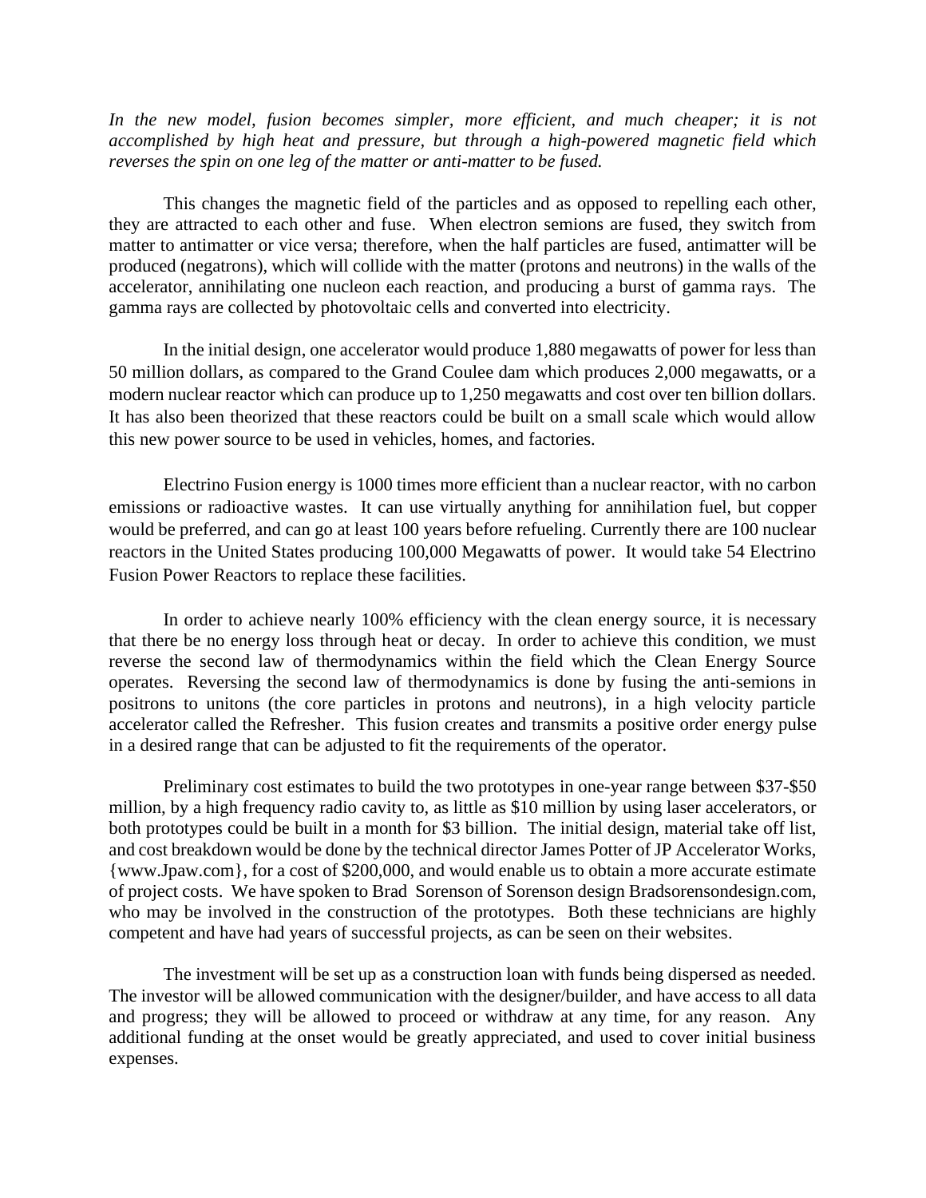*In the new model, fusion becomes simpler, more efficient, and much cheaper; it is not accomplished by high heat and pressure, but through a high-powered magnetic field which reverses the spin on one leg of the matter or anti-matter to be fused.*

This changes the magnetic field of the particles and as opposed to repelling each other, they are attracted to each other and fuse. When electron semions are fused, they switch from matter to antimatter or vice versa; therefore, when the half particles are fused, antimatter will be produced (negatrons), which will collide with the matter (protons and neutrons) in the walls of the accelerator, annihilating one nucleon each reaction, and producing a burst of gamma rays. The gamma rays are collected by photovoltaic cells and converted into electricity.

In the initial design, one accelerator would produce 1,880 megawatts of power for less than 50 million dollars, as compared to the Grand Coulee dam which produces 2,000 megawatts, or a modern nuclear reactor which can produce up to 1,250 megawatts and cost over ten billion dollars. It has also been theorized that these reactors could be built on a small scale which would allow this new power source to be used in vehicles, homes, and factories.

Electrino Fusion energy is 1000 times more efficient than a nuclear reactor, with no carbon emissions or radioactive wastes. It can use virtually anything for annihilation fuel, but copper would be preferred, and can go at least 100 years before refueling. Currently there are 100 nuclear reactors in the United States producing 100,000 Megawatts of power. It would take 54 Electrino Fusion Power Reactors to replace these facilities.

In order to achieve nearly 100% efficiency with the clean energy source, it is necessary that there be no energy loss through heat or decay. In order to achieve this condition, we must reverse the second law of thermodynamics within the field which the Clean Energy Source operates. Reversing the second law of thermodynamics is done by fusing the anti-semions in positrons to unitons (the core particles in protons and neutrons), in a high velocity particle accelerator called the Refresher. This fusion creates and transmits a positive order energy pulse in a desired range that can be adjusted to fit the requirements of the operator.

Preliminary cost estimates to build the two prototypes in one-year range between $37-$50 million, by a high frequency radio cavity to, as little as $10 million by using laser accelerators, or both prototypes could be built in a month for $3 billion. The initial design, material take off list, and cost breakdown would be done by the technical director James Potter of JP Accelerator Works, {www.Jpaw.com}, for a cost of $200,000, and would enable us to obtain a more accurate estimate of project costs. We have spoken to Brad Sorenson of Sorenson design Bradsorensondesign.com, who may be involved in the construction of the prototypes. Both these technicians are highly competent and have had years of successful projects, as can be seen on their websites.

The investment will be set up as a construction loan with funds being dispersed as needed. The investor will be allowed communication with the designer/builder, and have access to all data and progress; they will be allowed to proceed or withdraw at any time, for any reason. Any additional funding at the onset would be greatly appreciated, and used to cover initial business expenses.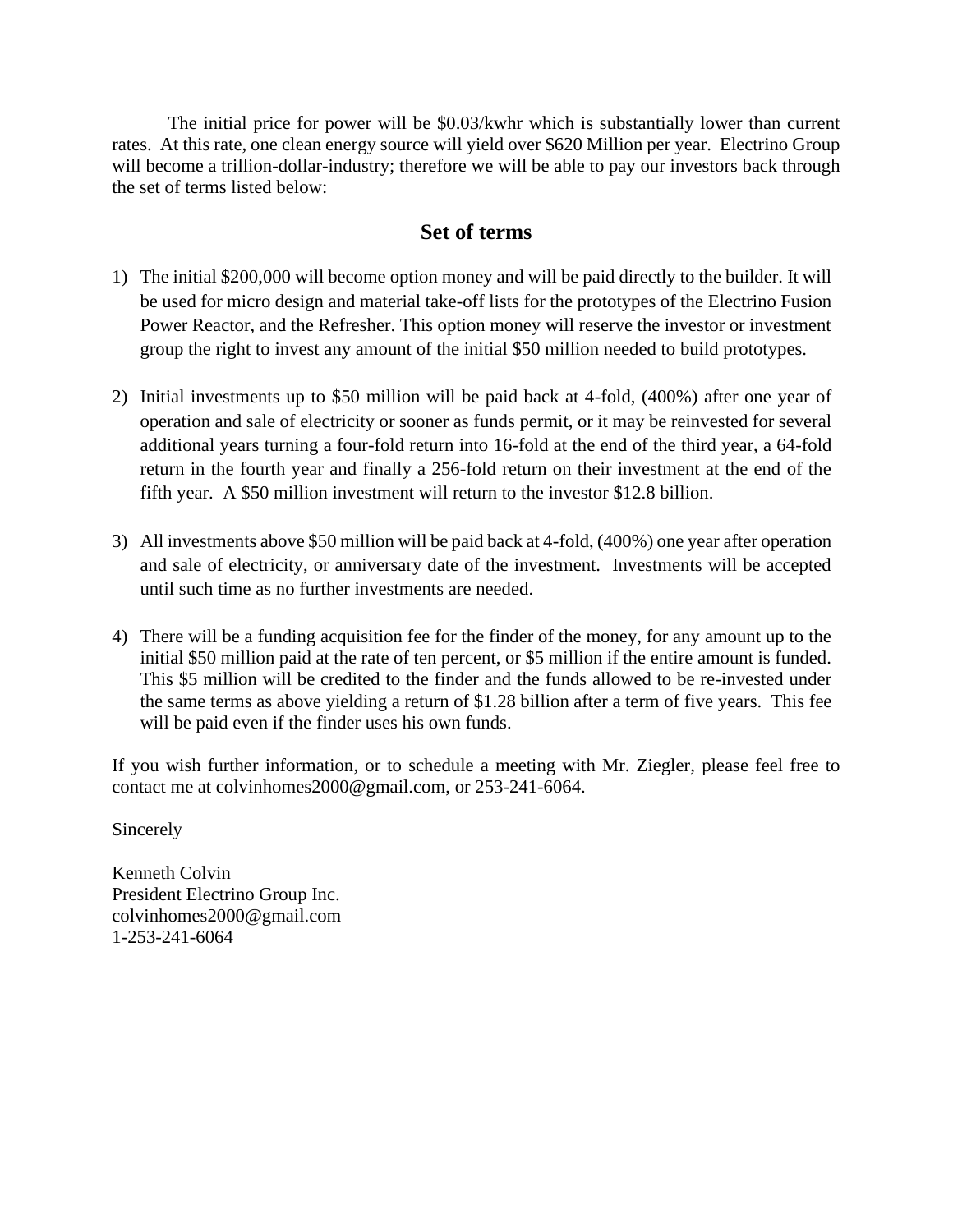The initial price for power will be $0.03/kwhr which is substantially lower than current rates. At this rate, one clean energy source will yield over $620 Million per year. Electrino Group will become a trillion-dollar-industry; therefore we will be able to pay our investors back through the set of terms listed below:

## Set of terms

1) The initial $200,000 will become option money and will be paid directly to the builder. It will be used for micro design and material take-off lists for the prototypes of the Electrino Fusion Power Reactor, and the Refresher. This option money will reserve the investor or investment group the right to invest any amount of the initial $50 million needed to build prototypes.

2) Initial investments up to $50 million will be paid back at 4-fold, (400%) after one year of operation and sale of electricity or sooner as funds permit, or it may be reinvested for several additional years turning a four-fold return into 16-fold at the end of the third year, a 64-fold return in the fourth year and finally a 256-fold return on their investment at the end of the fifth year. A $50 million investment will return to the investor $12.8 billion.

3) All investments above $50 million will be paid back at 4-fold, (400%) one year after operation and sale of electricity, or anniversary date of the investment. Investments will be accepted until such time as no further investments are needed.

4) There will be a funding acquisition fee for the finder of the money, for any amount up to the initial $50 million paid at the rate of ten percent, or $5 million if the entire amount is funded. This $5 million will be credited to the finder and the funds allowed to be re-invested under the same terms as above yielding a return of $1.28 billion after a term of five years. This fee will be paid even if the finder uses his own funds.

If you wish further information, or to schedule a meeting with Mr. Ziegler, please feel free to contact me at colvinhomes2000@gmail.com, or 253-241-6064.

Sincerely

Kenneth Colvin  
President Electrino Group Inc.  
colvinhomes2000@gmail.com  
1-253-241-6064